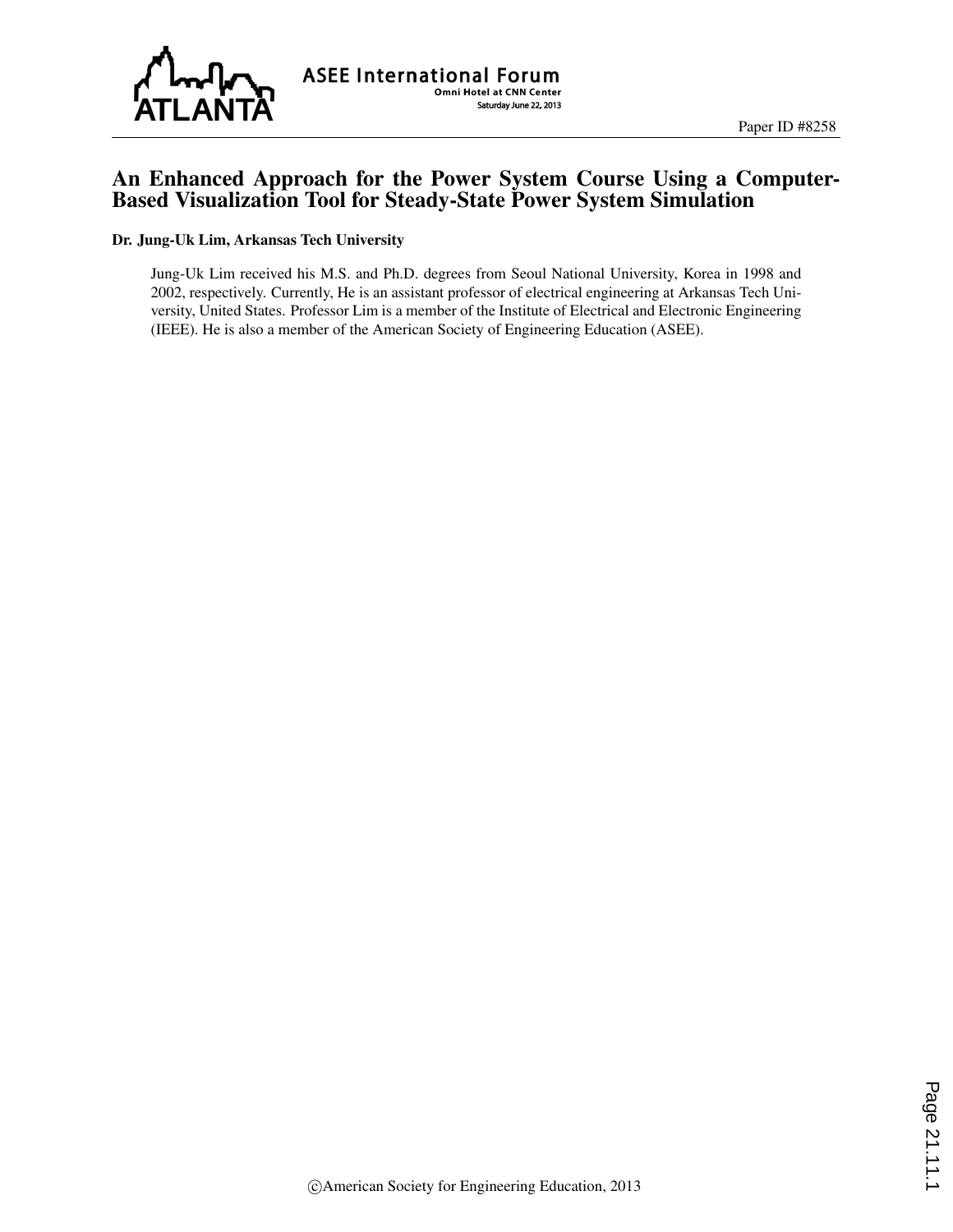Paper ID #8258

# An Enhanced Approach for the Power System Course Using a Computer-Based Visualization Tool for Steady-State Power System Simulation

**Dr. Jung-Uk Lim, Arkansas Tech University**

Jung-Uk Lim received his M.S. and Ph.D. degrees from Seoul National University, Korea in 1998 and 2002, respectively. Currently, He is an assistant professor of electrical engineering at Arkansas Tech University, United States. Professor Lim is a member of the Institute of Electrical and Electronic Engineering (IEEE). He is also a member of the American Society of Engineering Education (ASEE).

©American Society for Engineering Education, 2013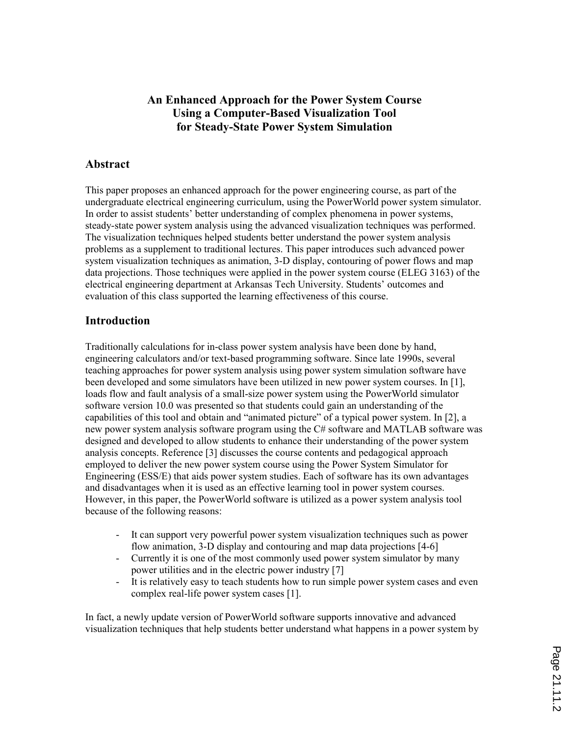# An Enhanced Approach for the Power System Course Using a Computer-Based Visualization Tool for Steady-State Power System Simulation

## Abstract

This paper proposes an enhanced approach for the power engineering course, as part of the undergraduate electrical engineering curriculum, using the PowerWorld power system simulator. In order to assist students' better understanding of complex phenomena in power systems, steady-state power system analysis using the advanced visualization techniques was performed. The visualization techniques helped students better understand the power system analysis problems as a supplement to traditional lectures. This paper introduces such advanced power system visualization techniques as animation, 3-D display, contouring of power flows and map data projections. Those techniques were applied in the power system course (ELEG 3163) of the electrical engineering department at Arkansas Tech University. Students' outcomes and evaluation of this class supported the learning effectiveness of this course.

## Introduction

Traditionally calculations for in-class power system analysis have been done by hand, engineering calculators and/or text-based programming software. Since late 1990s, several teaching approaches for power system analysis using power system simulation software have been developed and some simulators have been utilized in new power system courses. In [1], loads flow and fault analysis of a small-size power system using the PowerWorld simulator software version 10.0 was presented so that students could gain an understanding of the capabilities of this tool and obtain and "animated picture" of a typical power system. In [2], a new power system analysis software program using the C# software and MATLAB software was designed and developed to allow students to enhance their understanding of the power system analysis concepts. Reference [3] discusses the course contents and pedagogical approach employed to deliver the new power system course using the Power System Simulator for Engineering (ESS/E) that aids power system studies. Each of software has its own advantages and disadvantages when it is used as an effective learning tool in power system courses. However, in this paper, the PowerWorld software is utilized as a power system analysis tool because of the following reasons:

- It can support very powerful power system visualization techniques such as power flow animation, 3-D display and contouring and map data projections [4-6]
- Currently it is one of the most commonly used power system simulator by many power utilities and in the electric power industry [7]
- It is relatively easy to teach students how to run simple power system cases and even complex real-life power system cases [1].

In fact, a newly update version of PowerWorld software supports innovative and advanced visualization techniques that help students better understand what happens in a power system by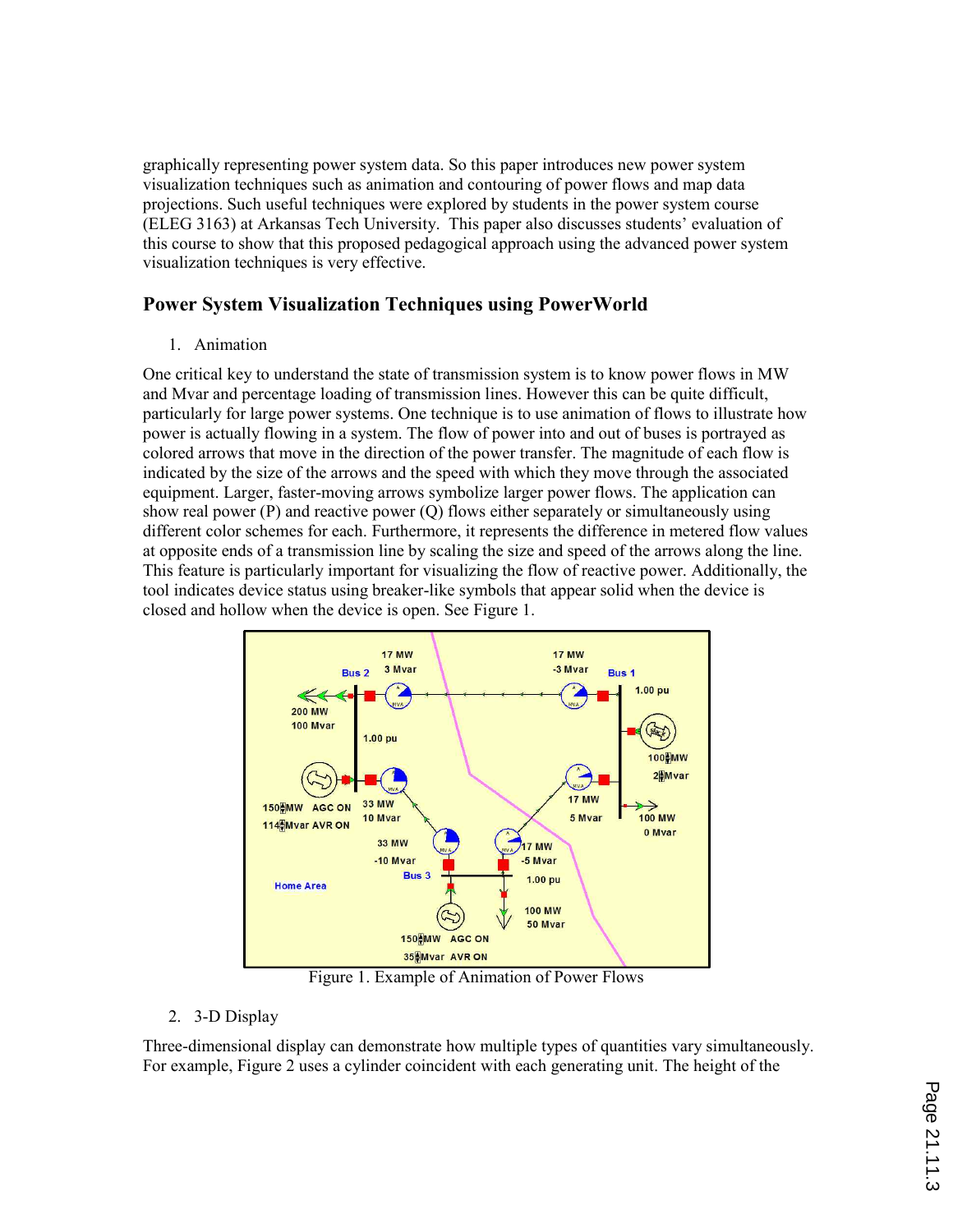graphically representing power system data. So this paper introduces new power system visualization techniques such as animation and contouring of power flows and map data projections. Such useful techniques were explored by students in the power system course (ELEG 3163) at Arkansas Tech University. This paper also discusses students' evaluation of this course to show that this proposed pedagogical approach using the advanced power system visualization techniques is very effective.

## Power System Visualization Techniques using PowerWorld

1. Animation

One critical key to understand the state of transmission system is to know power flows in MW and Mvar and percentage loading of transmission lines. However this can be quite difficult, particularly for large power systems. One technique is to use animation of flows to illustrate how power is actually flowing in a system. The flow of power into and out of buses is portrayed as colored arrows that move in the direction of the power transfer. The magnitude of each flow is indicated by the size of the arrows and the speed with which they move through the associated equipment. Larger, faster-moving arrows symbolize larger power flows. The application can show real power (P) and reactive power (Q) flows either separately or simultaneously using different color schemes for each. Furthermore, it represents the difference in metered flow values at opposite ends of a transmission line by scaling the size and speed of the arrows along the line. This feature is particularly important for visualizing the flow of reactive power. Additionally, the tool indicates device status using breaker-like symbols that appear solid when the device is closed and hollow when the device is open. See Figure 1.

Figure 1. Example of Animation of Power Flows

2. 3-D Display

Three-dimensional display can demonstrate how multiple types of quantities vary simultaneously. For example, Figure 2 uses a cylinder coincident with each generating unit. The height of the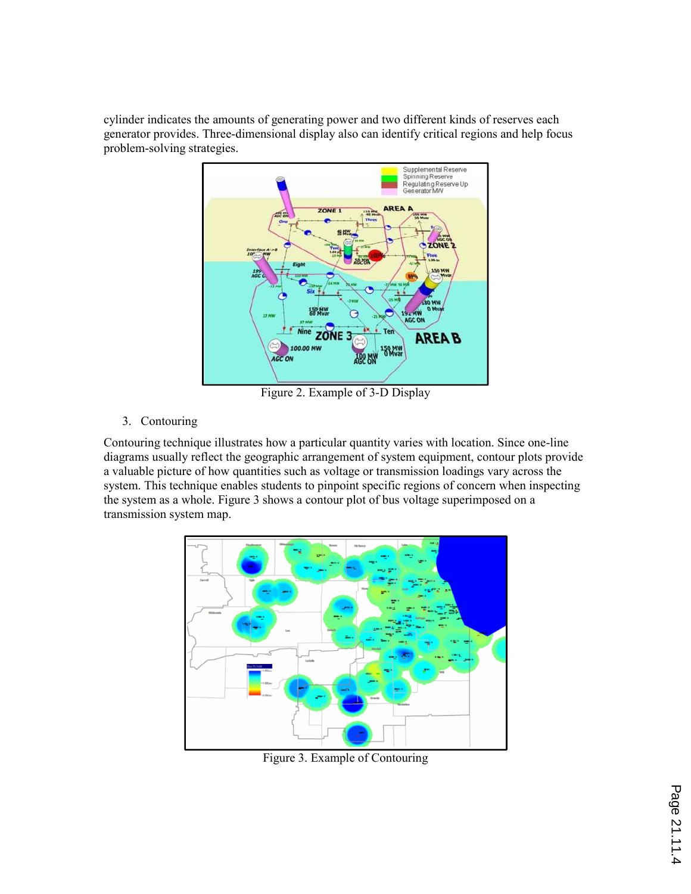cylinder indicates the amounts of generating power and two different kinds of reserves each generator provides. Three-dimensional display also can identify critical regions and help focus problem-solving strategies.

Figure 2. Example of 3-D Display

3. Contouring

Contouring technique illustrates how a particular quantity varies with location. Since one-line diagrams usually reflect the geographic arrangement of system equipment, contour plots provide a valuable picture of how quantities such as voltage or transmission loadings vary across the system. This technique enables students to pinpoint specific regions of concern when inspecting the system as a whole. Figure 3 shows a contour plot of bus voltage superimposed on a transmission system map.

Figure 3. Example of Contouring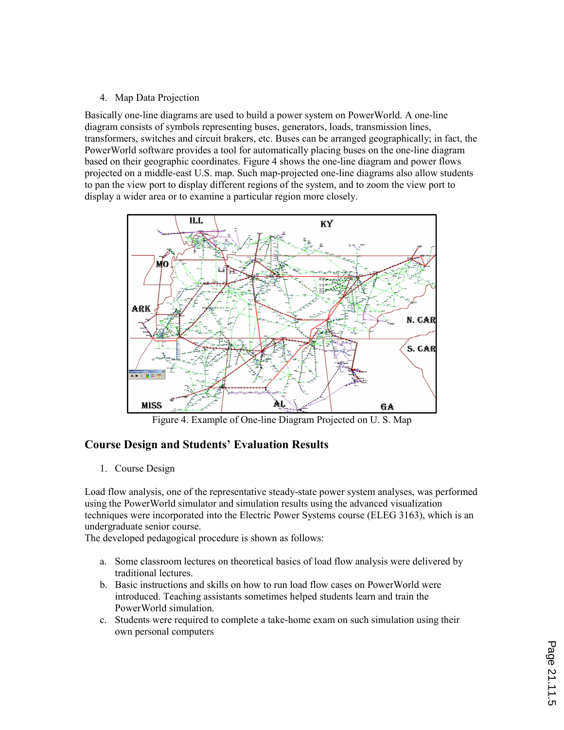4. Map Data Projection

Basically one-line diagrams are used to build a power system on PowerWorld. A one-line diagram consists of symbols representing buses, generators, loads, transmission lines, transformers, switches and circuit brakers, etc. Buses can be arranged geographically; in fact, the PowerWorld software provides a tool for automatically placing buses on the one-line diagram based on their geographic coordinates. Figure 4 shows the one-line diagram and power flows projected on a middle-east U.S. map. Such map-projected one-line diagrams also allow students to pan the view port to display different regions of the system, and to zoom the view port to display a wider area or to examine a particular region more closely.

Figure 4. Example of One-line Diagram Projected on U. S. Map

## Course Design and Students' Evaluation Results

1. Course Design

Load flow analysis, one of the representative steady-state power system analyses, was performed using the PowerWorld simulator and simulation results using the advanced visualization techniques were incorporated into the Electric Power Systems course (ELEG 3163), which is an undergraduate senior course.
The developed pedagogical procedure is shown as follows:

a. Some classroom lectures on theoretical basics of load flow analysis were delivered by traditional lectures.
b. Basic instructions and skills on how to run load flow cases on PowerWorld were introduced. Teaching assistants sometimes helped students learn and train the PowerWorld simulation.
c. Students were required to complete a take-home exam on such simulation using their own personal computers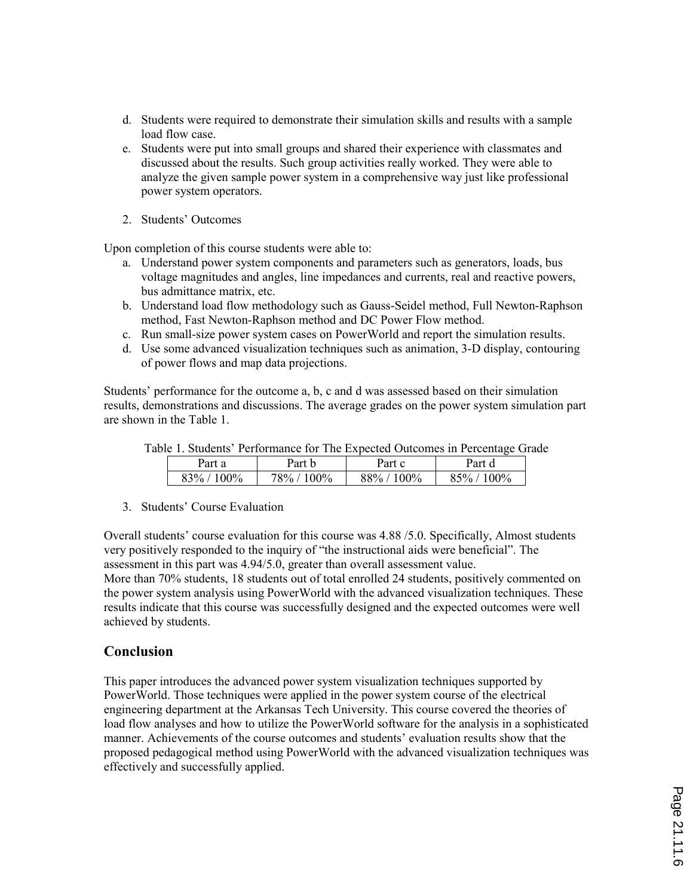d. Students were required to demonstrate their simulation skills and results with a sample load flow case.
e. Students were put into small groups and shared their experience with classmates and discussed about the results. Such group activities really worked. They were able to analyze the given sample power system in a comprehensive way just like professional power system operators.

2. Students' Outcomes

Upon completion of this course students were able to:

a. Understand power system components and parameters such as generators, loads, bus voltage magnitudes and angles, line impedances and currents, real and reactive powers, bus admittance matrix, etc.
b. Understand load flow methodology such as Gauss-Seidel method, Full Newton-Raphson method, Fast Newton-Raphson method and DC Power Flow method.
c. Run small-size power system cases on PowerWorld and report the simulation results.
d. Use some advanced visualization techniques such as animation, 3-D display, contouring of power flows and map data projections.

Students' performance for the outcome a, b, c and d was assessed based on their simulation results, demonstrations and discussions. The average grades on the power system simulation part are shown in the Table 1.

Table 1. Students' Performance for The Expected Outcomes in Percentage Grade

| Part a | Part b | Part c | Part d |
| --- | --- | --- | --- |
| 83% / 100% | 78% / 100% | 88% / 100% | 85% / 100% |

3. Students' Course Evaluation

Overall students' course evaluation for this course was 4.88 /5.0. Specifically, Almost students very positively responded to the inquiry of "the instructional aids were beneficial". The assessment in this part was 4.94/5.0, greater than overall assessment value.
More than 70% students, 18 students out of total enrolled 24 students, positively commented on the power system analysis using PowerWorld with the advanced visualization techniques. These results indicate that this course was successfully designed and the expected outcomes were well achieved by students.

## Conclusion

This paper introduces the advanced power system visualization techniques supported by PowerWorld. Those techniques were applied in the power system course of the electrical engineering department at the Arkansas Tech University. This course covered the theories of load flow analyses and how to utilize the PowerWorld software for the analysis in a sophisticated manner. Achievements of the course outcomes and students' evaluation results show that the proposed pedagogical method using PowerWorld with the advanced visualization techniques was effectively and successfully applied.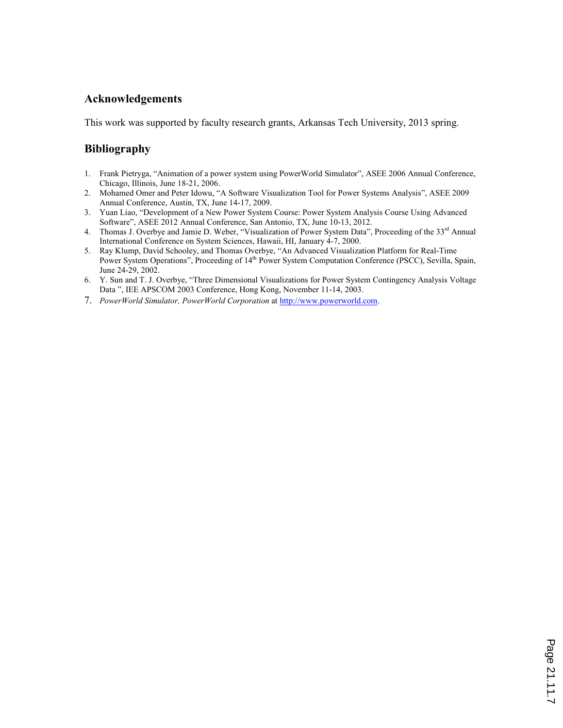## Acknowledgements

This work was supported by faculty research grants, Arkansas Tech University, 2013 spring.

## Bibliography

1. Frank Pietryga, "Animation of a power system using PowerWorld Simulator", ASEE 2006 Annual Conference, Chicago, Illinois, June 18-21, 2006.
2. Mohamed Omer and Peter Idowu, "A Software Visualization Tool for Power Systems Analysis", ASEE 2009 Annual Conference, Austin, TX, June 14-17, 2009.
3. Yuan Liao, "Development of a New Power System Course: Power System Analysis Course Using Advanced Software", ASEE 2012 Annual Conference, San Antonio, TX, June 10-13, 2012.
4. Thomas J. Overbye and Jamie D. Weber, "Visualization of Power System Data", Proceeding of the 33rd Annual International Conference on System Sciences, Hawaii, HI, January 4-7, 2000.
5. Ray Klump, David Schooley, and Thomas Overbye, "An Advanced Visualization Platform for Real-Time Power System Operations", Proceeding of 14th Power System Computation Conference (PSCC), Sevilla, Spain, June 24-29, 2002.
6. Y. Sun and T. J. Overbye, "Three Dimensional Visualizations for Power System Contingency Analysis Voltage Data ", IEE APSCOM 2003 Conference, Hong Kong, November 11-14, 2003.
7. *PowerWorld Simulator, PowerWorld Corporation* at http://www.powerworld.com.